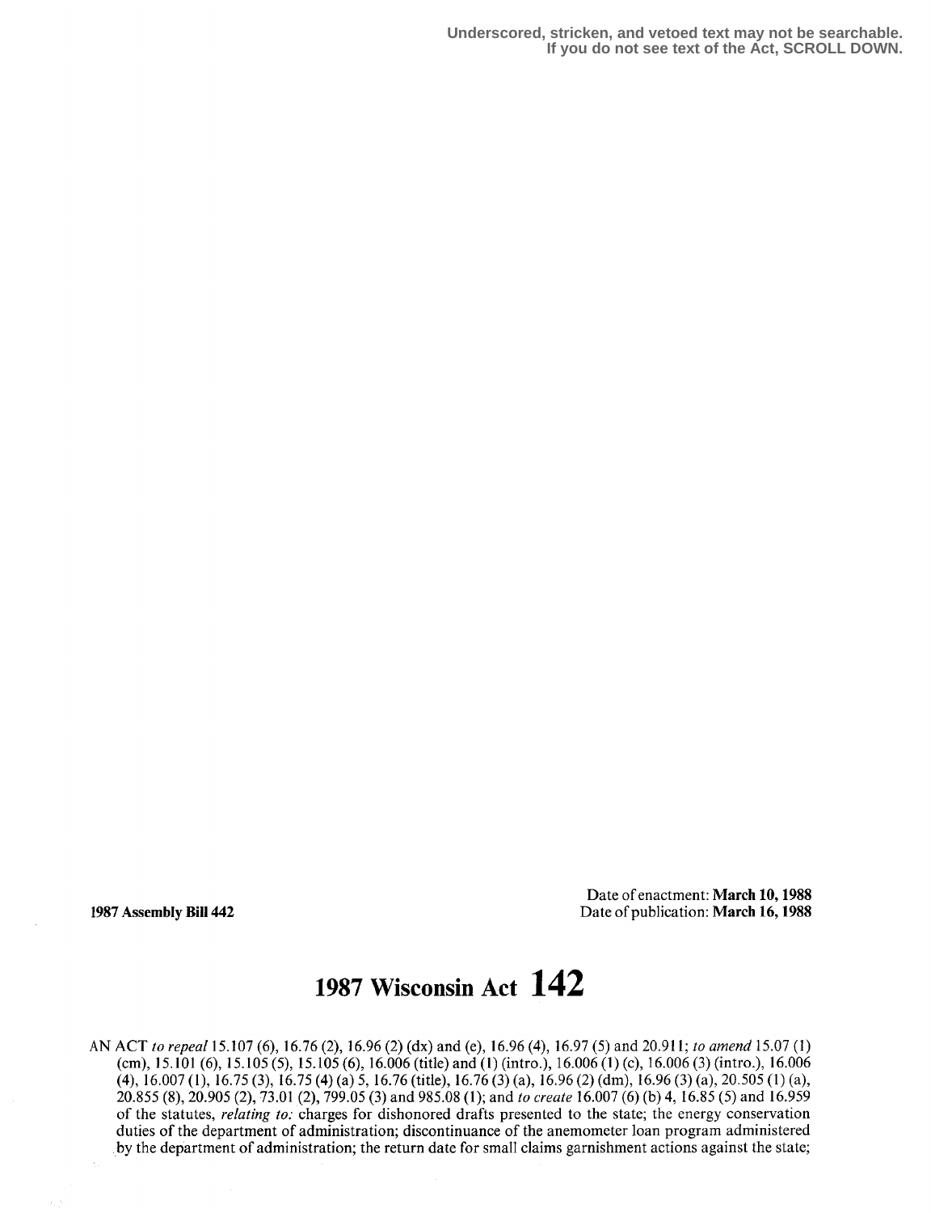Underscored, stricken, and vetoed text may not be searchable.
If you do not see text of the Act, SCROLL DOWN.

1987 Assembly Bill 442

Date of enactment: **March 10, 1988**
Date of publication: **March 16, 1988**

# 1987 Wisconsin Act 142

AN ACT *to repeal* 15.107 (6), 16.76 (2), 16.96 (2) (dx) and (e), 16.96 (4), 16.97 (5) and 20.911; *to amend* 15.07 (1) (cm), 15.101 (6), 15.105 (5), 15.105 (6), 16.006 (title) and (1) (intro.), 16.006 (1) (c), 16.006 (3) (intro.), 16.006 (4), 16.007 (1), 16.75 (3), 16.75 (4) (a) 5, 16.76 (title), 16.76 (3) (a), 16.96 (2) (dm), 16.96 (3) (a), 20.505 (1) (a), 20.855 (8), 20.905 (2), 73.01 (2), 799.05 (3) and 985.08 (1); and *to create* 16.007 (6) (b) 4, 16.85 (5) and 16.959 of the statutes, *relating to:* charges for dishonored drafts presented to the state; the energy conservation duties of the department of administration; discontinuance of the anemometer loan program administered by the department of administration; the return date for small claims garnishment actions against the state;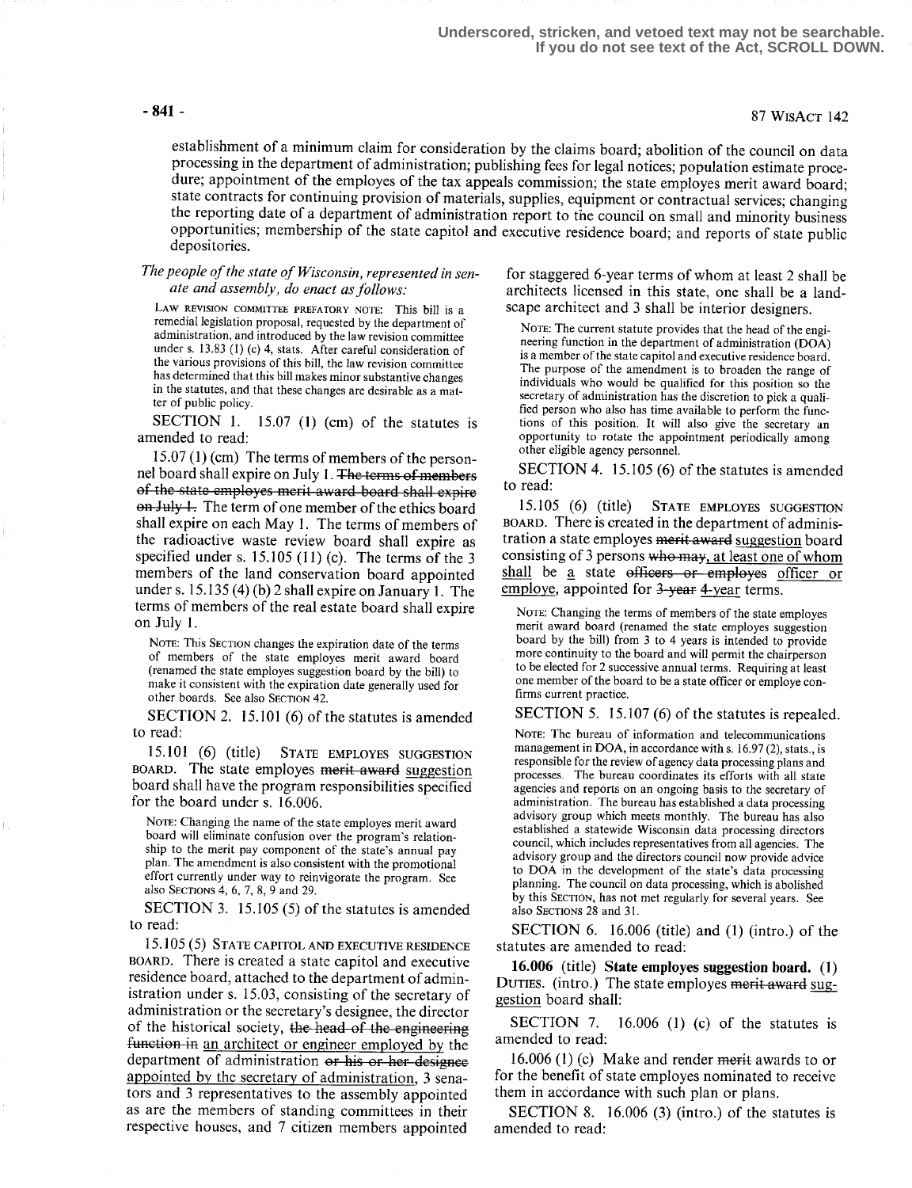establishment of a minimum claim for consideration by the claims board; abolition of the council on data processing in the department of administration; publishing fees for legal notices; population estimate procedure; appointment of the employes of the tax appeals commission; the state employes merit award board; state contracts for continuing provision of materials, supplies, equipment or contractual services; changing the reporting date of a department of administration report to the council on small and minority business opportunities; membership of the state capitol and executive residence board; and reports of state public depositories.

*The people of the state of Wisconsin, represented in senate and assembly, do enact as follows:*

LAW REVISION COMMITTEE PREFATORY NOTE: This bill is a remedial legislation proposal, requested by the department of administration, and introduced by the law revision committee under s. 13.83 (1) (c) 4, stats. After careful consideration of the various provisions of this bill, the law revision committee has determined that this bill makes minor substantive changes in the statutes, and that these changes are desirable as a matter of public policy.

SECTION 1. 15.07 (1) (cm) of the statutes is amended to read:

15.07 (1) (cm) The terms of members of the personnel board shall expire on July 1. ~~The terms of members of the state employes merit award board shall expire on July 1.~~ The term of one member of the ethics board shall expire on each May 1. The terms of members of the radioactive waste review board shall expire as specified under s. 15.105 (11) (c). The terms of the 3 members of the land conservation board appointed under s. 15.135 (4) (b) 2 shall expire on January 1. The terms of members of the real estate board shall expire on July 1.

NOTE: This SECTION changes the expiration date of the terms of members of the state employes merit award board (renamed the state employes suggestion board by the bill) to make it consistent with the expiration date generally used for other boards. See also SECTION 42.

SECTION 2. 15.101 (6) of the statutes is amended to read:

15.101 (6) (title) STATE EMPLOYES SUGGESTION BOARD. The state employes ~~merit award~~ suggestion board shall have the program responsibilities specified for the board under s. 16.006.

NOTE: Changing the name of the state employes merit award board will eliminate confusion over the program's relationship to the merit pay component of the state's annual pay plan. The amendment is also consistent with the promotional effort currently under way to reinvigorate the program. See also SECTIONS 4, 6, 7, 8, 9 and 29.

SECTION 3. 15.105 (5) of the statutes is amended to read:

15.105 (5) STATE CAPITOL AND EXECUTIVE RESIDENCE BOARD. There is created a state capitol and executive residence board, attached to the department of administration under s. 15.03, consisting of the secretary of administration or the secretary's designee, the director of the historical society, ~~the head of the engineering function in~~ an architect or engineer employed by the department of administration ~~or his or her designee~~ appointed by the secretary of administration, 3 senators and 3 representatives to the assembly appointed as are the members of standing committees in their respective houses, and 7 citizen members appointed for staggered 6-year terms of whom at least 2 shall be architects licensed in this state, one shall be a landscape architect and 3 shall be interior designers.

NOTE: The current statute provides that the head of the engineering function in the department of administration (DOA) is a member of the state capitol and executive residence board. The purpose of the amendment is to broaden the range of individuals who would be qualified for this position so the secretary of administration has the discretion to pick a qualified person who also has time available to perform the functions of this position. It will also give the secretary an opportunity to rotate the appointment periodically among other eligible agency personnel.

SECTION 4. 15.105 (6) of the statutes is amended to read:

15.105 (6) (title) STATE EMPLOYES SUGGESTION BOARD. There is created in the department of administration a state employes ~~merit award~~ suggestion board consisting of 3 persons ~~who may~~, at least one of whom shall be a state ~~officers or employes~~ officer or employe, appointed for ~~3-year~~ 4-year terms.

NOTE: Changing the terms of members of the state employes merit award board (renamed the state employes suggestion board by the bill) from 3 to 4 years is intended to provide more continuity to the board and will permit the chairperson to be elected for 2 successive annual terms. Requiring at least one member of the board to be a state officer or employe confirms current practice.

SECTION 5. 15.107 (6) of the statutes is repealed.

NOTE: The bureau of information and telecommunications management in DOA, in accordance with s. 16.97 (2), stats., is responsible for the review of agency data processing plans and processes. The bureau coordinates its efforts with all state agencies and reports on an ongoing basis to the secretary of administration. The bureau has established a data processing advisory group which meets monthly. The bureau has also established a statewide Wisconsin data processing directors council, which includes representatives from all agencies. The advisory group and the directors council now provide advice to DOA in the development of the state's data processing planning. The council on data processing, which is abolished by this SECTION, has not met regularly for several years. See also SECTIONS 28 and 31.

SECTION 6. 16.006 (title) and (1) (intro.) of the statutes are amended to read:

**16.006** (title) **State employes suggestion board.** (1) DUTIES. (intro.) The state employes ~~merit award~~ suggestion board shall:

SECTION 7. 16.006 (1) (c) of the statutes is amended to read:

16.006 (1) (c) Make and render ~~merit~~ awards to or for the benefit of state employes nominated to receive them in accordance with such plan or plans.

SECTION 8. 16.006 (3) (intro.) of the statutes is amended to read: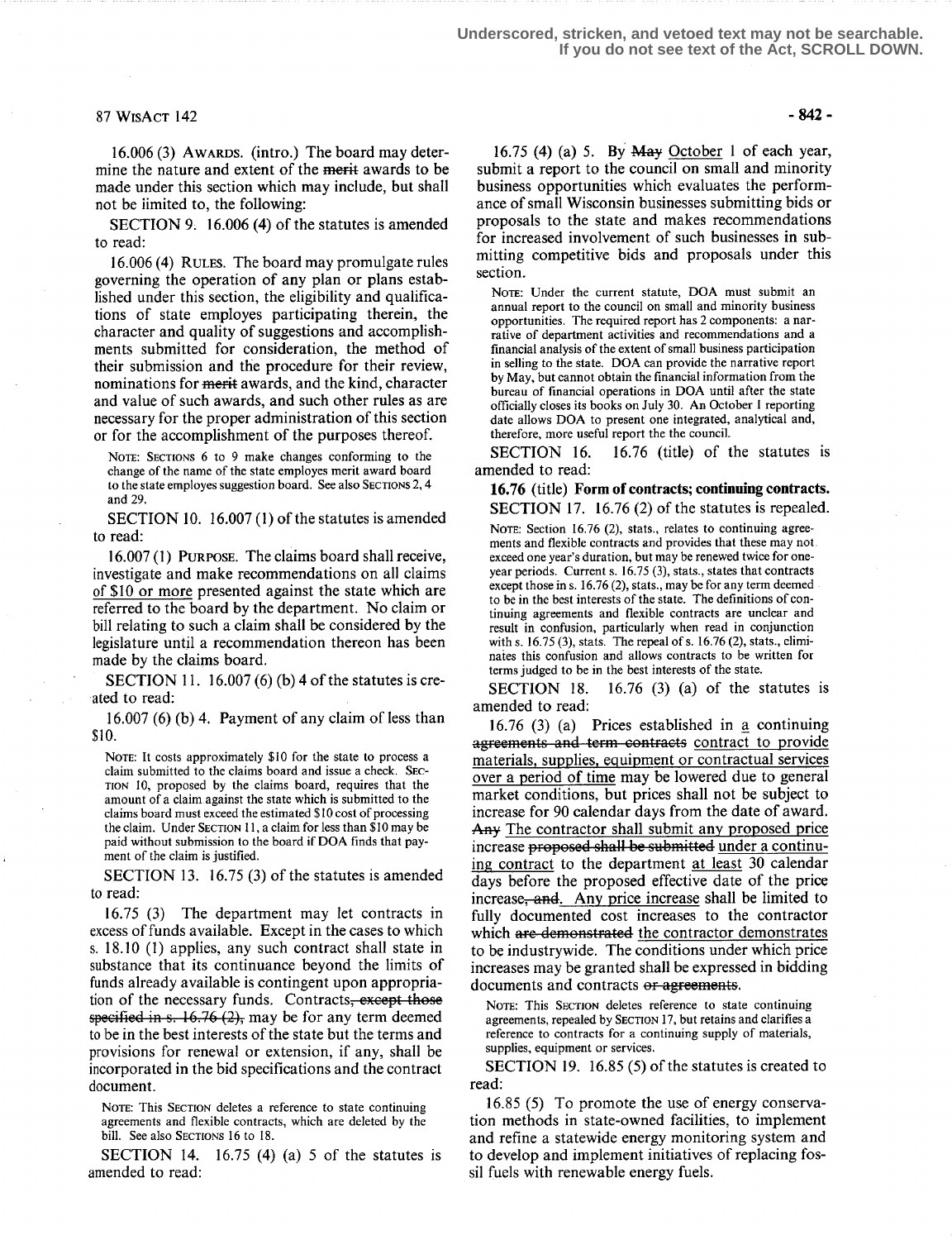Underscored, stricken, and vetoed text may not be searchable.
If you do not see text of the Act, SCROLL DOWN.

16.006 (3) AWARDS. (intro.) The board may determine the nature and extent of the ~~merit~~ awards to be made under this section which may include, but shall not be limited to, the following:

SECTION 9. 16.006 (4) of the statutes is amended to read:

16.006 (4) RULES. The board may promulgate rules governing the operation of any plan or plans established under this section, the eligibility and qualifications of state employes participating therein, the character and quality of suggestions and accomplishments submitted for consideration, the method of their submission and the procedure for their review, nominations for ~~merit~~ awards, and the kind, character and value of such awards, and such other rules as are necessary for the proper administration of this section or for the accomplishment of the purposes thereof.

NOTE: SECTIONS 6 to 9 make changes conforming to the change of the name of the state employes merit award board to the state employes suggestion board. See also SECTIONS 2, 4 and 29.

SECTION 10. 16.007 (1) of the statutes is amended to read:

16.007 (1) PURPOSE. The claims board shall receive, investigate and make recommendations on all claims of $10 or more presented against the state which are referred to the board by the department. No claim or bill relating to such a claim shall be considered by the legislature until a recommendation thereon has been made by the claims board.

SECTION 11. 16.007 (6) (b) 4 of the statutes is created to read:

16.007 (6) (b) 4. Payment of any claim of less than $10.

NOTE: It costs approximately $10 for the state to process a claim submitted to the claims board and issue a check. SECTION 10, proposed by the claims board, requires that the amount of a claim against the state which is submitted to the claims board must exceed the estimated $10 cost of processing the claim. Under SECTION 11, a claim for less than $10 may be paid without submission to the board if DOA finds that payment of the claim is justified.

SECTION 13. 16.75 (3) of the statutes is amended to read:

16.75 (3) The department may let contracts in excess of funds available. Except in the cases to which s. 18.10 (1) applies, any such contract shall state in substance that its continuance beyond the limits of funds already available is contingent upon appropriation of the necessary funds. Contracts~~, except those specified in s. 16.76 (2),~~ may be for any term deemed to be in the best interests of the state but the terms and provisions for renewal or extension, if any, shall be incorporated in the bid specifications and the contract document.

NOTE: This SECTION deletes a reference to state continuing agreements and flexible contracts, which are deleted by the bill. See also SECTIONS 16 to 18.

SECTION 14. 16.75 (4) (a) 5 of the statutes is amended to read:

16.75 (4) (a) 5. By ~~May~~ October 1 of each year, submit a report to the council on small and minority business opportunities which evaluates the performance of small Wisconsin businesses submitting bids or proposals to the state and makes recommendations for increased involvement of such businesses in submitting competitive bids and proposals under this section.

NOTE: Under the current statute, DOA must submit an annual report to the council on small and minority business opportunities. The required report has 2 components: a narrative of department activities and recommendations and a financial analysis of the extent of small business participation in selling to the state. DOA can provide the narrative report by May, but cannot obtain the financial information from the bureau of financial operations in DOA until after the state officially closes its books on July 30. An October 1 reporting date allows DOA to present one integrated, analytical and, therefore, more useful report the the council.

SECTION 16. 16.76 (title) of the statutes is amended to read:

**16.76 (title) Form of contracts; continuing contracts.**

SECTION 17. 16.76 (2) of the statutes is repealed.

NOTE: Section 16.76 (2), stats., relates to continuing agreements and flexible contracts and provides that these may not exceed one year's duration, but may be renewed twice for one-year periods. Current s. 16.75 (3), stats., states that contracts except those in s. 16.76 (2), stats., may be for any term deemed to be in the best interests of the state. The definitions of continuing agreements and flexible contracts are unclear and result in confusion, particularly when read in conjunction with s. 16.75 (3), stats. The repeal of s. 16.76 (2), stats., eliminates this confusion and allows contracts to be written for terms judged to be in the best interests of the state.

SECTION 18. 16.76 (3) (a) of the statutes is amended to read:

16.76 (3) (a) Prices established in a continuing ~~agreements and term contracts~~ contract to provide materials, supplies, equipment or contractual services over a period of time may be lowered due to general market conditions, but prices shall not be subject to increase for 90 calendar days from the date of award. ~~Any~~ The contractor shall submit any proposed price increase ~~proposed shall be submitted~~ under a continuing contract to the department at least 30 calendar days before the proposed effective date of the price increase~~, and~~. Any price increase shall be limited to fully documented cost increases to the contractor which ~~are demonstrated~~ the contractor demonstrates to be industrywide. The conditions under which price increases may be granted shall be expressed in bidding documents and contracts ~~or agreements~~.

NOTE: This SECTION deletes reference to state continuing agreements, repealed by SECTION 17, but retains and clarifies a reference to contracts for a continuing supply of materials, supplies, equipment or services.

SECTION 19. 16.85 (5) of the statutes is created to read:

16.85 (5) To promote the use of energy conservation methods in state-owned facilities, to implement and refine a statewide energy monitoring system and to develop and implement initiatives of replacing fossil fuels with renewable energy fuels.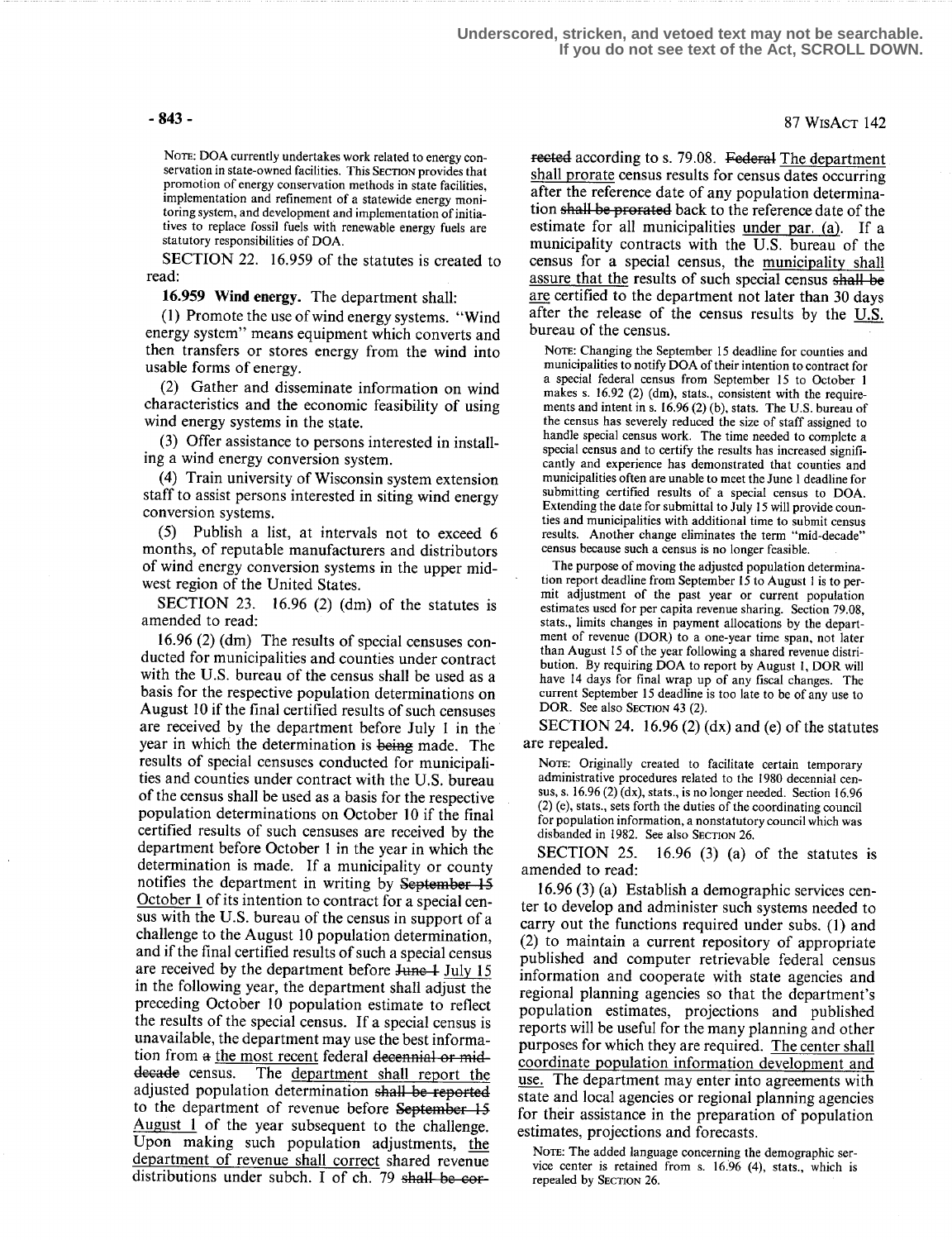Underscored, stricken, and vetoed text may not be searchable.
If you do not see text of the Act, SCROLL DOWN.

NOTE: DOA currently undertakes work related to energy conservation in state-owned facilities. This SECTION provides that promotion of energy conservation methods in state facilities, implementation and refinement of a statewide energy monitoring system, and development and implementation of initiatives to replace fossil fuels with renewable energy fuels are statutory responsibilities of DOA.

SECTION 22. 16.959 of the statutes is created to read:

**16.959 Wind energy.** The department shall:

(1) Promote the use of wind energy systems. "Wind energy system" means equipment which converts and then transfers or stores energy from the wind into usable forms of energy.

(2) Gather and disseminate information on wind characteristics and the economic feasibility of using wind energy systems in the state.

(3) Offer assistance to persons interested in installing a wind energy conversion system.

(4) Train university of Wisconsin system extension staff to assist persons interested in siting wind energy conversion systems.

(5) Publish a list, at intervals not to exceed 6 months, of reputable manufacturers and distributors of wind energy conversion systems in the upper midwest region of the United States.

SECTION 23. 16.96 (2) (dm) of the statutes is amended to read:

16.96 (2) (dm) The results of special censuses conducted for municipalities and counties under contract with the U.S. bureau of the census shall be used as a basis for the respective population determinations on August 10 if the final certified results of such censuses are received by the department before July 1 in the year in which the determination is ~~being~~ made. The results of special censuses conducted for municipalities and counties under contract with the U.S. bureau of the census shall be used as a basis for the respective population determinations on October 10 if the final certified results of such censuses are received by the department before October 1 in the year in which the determination is made. If a municipality or county notifies the department in writing by ~~September 15~~ October 1 of its intention to contract for a special census with the U.S. bureau of the census in support of a challenge to the August 10 population determination, and if the final certified results of such a special census are received by the department before ~~June 1~~ July 15 in the following year, the department shall adjust the preceding October 10 population estimate to reflect the results of the special census. If a special census is unavailable, the department may use the best information from ~~a~~ the most recent federal ~~decennial or mid-decade~~ census. The department shall report the adjusted population determination ~~shall be reported~~ to the department of revenue before ~~September 15~~ August 1 of the year subsequent to the challenge. Upon making such population adjustments, the department of revenue shall correct shared revenue distributions under subch. I of ch. 79 ~~shall be corrected~~ according to s. 79.08. ~~Federal~~ The department shall prorate census results for census dates occurring after the reference date of any population determination ~~shall be prorated~~ back to the reference date of the estimate for all municipalities under par. (a). If a municipality contracts with the U.S. bureau of the census for a special census, the municipality shall assure that the results of such special census ~~shall be~~ are certified to the department not later than 30 days after the release of the census results by the U.S. bureau of the census.

NOTE: Changing the September 15 deadline for counties and municipalities to notify DOA of their intention to contract for a special federal census from September 15 to October 1 makes s. 16.92 (2) (dm), stats., consistent with the requirements and intent in s. 16.96 (2) (b), stats. The U.S. bureau of the census has severely reduced the size of staff assigned to handle special census work. The time needed to complete a special census and to certify the results has increased significantly and experience has demonstrated that counties and municipalities often are unable to meet the June 1 deadline for submitting certified results of a special census to DOA. Extending the date for submittal to July 15 will provide counties and municipalities with additional time to submit census results. Another change eliminates the term "mid-decade" census because such a census is no longer feasible.

The purpose of moving the adjusted population determination report deadline from September 15 to August 1 is to permit adjustment of the past year or current population estimates used for per capita revenue sharing. Section 79.08, stats., limits changes in payment allocations by the department of revenue (DOR) to a one-year time span, not later than August 15 of the year following a shared revenue distribution. By requiring DOA to report by August 1, DOR will have 14 days for final wrap up of any fiscal changes. The current September 15 deadline is too late to be of any use to DOR. See also SECTION 43 (2).

SECTION 24. 16.96 (2) (dx) and (e) of the statutes are repealed.

NOTE: Originally created to facilitate certain temporary administrative procedures related to the 1980 decennial census, s. 16.96 (2) (dx), stats., is no longer needed. Section 16.96 (2) (e), stats., sets forth the duties of the coordinating council for population information, a nonstatutory council which was disbanded in 1982. See also SECTION 26.

SECTION 25. 16.96 (3) (a) of the statutes is amended to read:

16.96 (3) (a) Establish a demographic services center to develop and administer such systems needed to carry out the functions required under subs. (1) and (2) to maintain a current repository of appropriate published and computer retrievable federal census information and cooperate with state agencies and regional planning agencies so that the department's population estimates, projections and published reports will be useful for the many planning and other purposes for which they are required. The center shall coordinate population information development and use. The department may enter into agreements with state and local agencies or regional planning agencies for their assistance in the preparation of population estimates, projections and forecasts.

NOTE: The added language concerning the demographic service center is retained from s. 16.96 (4), stats., which is repealed by SECTION 26.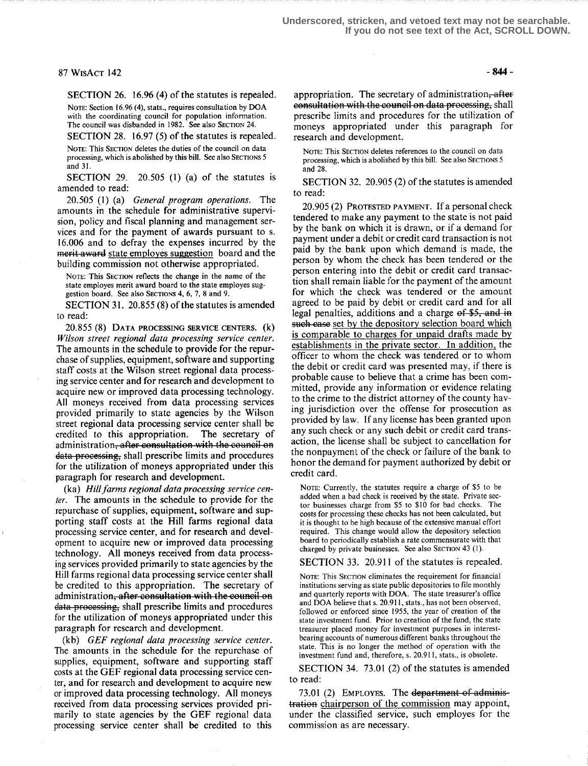Underscored, stricken, and vetoed text may not be searchable. If you do not see text of the Act, SCROLL DOWN.

SECTION 26. 16.96 (4) of the statutes is repealed.

NOTE: Section 16.96 (4), stats., requires consultation by DOA with the coordinating council for population information. The council was disbanded in 1982. See also SECTION 24.

SECTION 28. 16.97 (5) of the statutes is repealed.

NOTE: This SECTION deletes the duties of the council on data processing, which is abolished by this bill. See also SECTIONS 5 and 31.

SECTION 29. 20.505 (1) (a) of the statutes is amended to read:

20.505 (1) (a) *General program operations.* The amounts in the schedule for administrative supervision, policy and fiscal planning and management services and for the payment of awards pursuant to s. 16.006 and to defray the expenses incurred by the ~~merit award~~ state employes suggestion board and the building commission not otherwise appropriated.

NOTE: This SECTION reflects the change in the name of the state employes merit award board to the state employes suggestion board. See also SECTIONS 4, 6, 7, 8 and 9.

SECTION 31. 20.855 (8) of the statutes is amended to read:

20.855 (8) DATA PROCESSING SERVICE CENTERS. (k) *Wilson street regional data processing service center.* The amounts in the schedule to provide for the repurchase of supplies, equipment, software and supporting staff costs at the Wilson street regional data processing service center and for research and development to acquire new or improved data processing technology. All moneys received from data processing services provided primarily to state agencies by the Wilson street regional data processing service center shall be credited to this appropriation. The secretary of administration~~, after consultation with the council on data processing,~~ shall prescribe limits and procedures for the utilization of moneys appropriated under this paragraph for research and development.

(ka) *Hill farms regional data processing service center.* The amounts in the schedule to provide for the repurchase of supplies, equipment, software and supporting staff costs at the Hill farms regional data processing service center, and for research and development to acquire new or improved data processing technology. All moneys received from data processing services provided primarily to state agencies by the Hill farms regional data processing service center shall be credited to this appropriation. The secretary of administration~~, after consultation with the council on data processing,~~ shall prescribe limits and procedures for the utilization of moneys appropriated under this paragraph for research and development.

(kb) *GEF regional data processing service center.* The amounts in the schedule for the repurchase of supplies, equipment, software and supporting staff costs at the GEF regional data processing service center, and for research and development to acquire new or improved data processing technology. All moneys received from data processing services provided primarily to state agencies by the GEF regional data processing service center shall be credited to this appropriation. The secretary of administration~~, after consultation with the council on data processing,~~ shall prescribe limits and procedures for the utilization of moneys appropriated under this paragraph for research and development.

NOTE: This SECTION deletes references to the council on data processing, which is abolished by this bill. See also SECTIONS 5 and 28.

SECTION 32. 20.905 (2) of the statutes is amended to read:

20.905 (2) PROTESTED PAYMENT. If a personal check tendered to make any payment to the state is not paid by the bank on which it is drawn, or if a demand for payment under a debit or credit card transaction is not paid by the bank upon which demand is made, the person by whom the check has been tendered or the person entering into the debit or credit card transaction shall remain liable for the payment of the amount for which the check was tendered or the amount agreed to be paid by debit or credit card and for all legal penalties, additions and a charge ~~of $5, and in such case~~ set by the depository selection board which is comparable to charges for unpaid drafts made by establishments in the private sector. In addition, the officer to whom the check was tendered or to whom the debit or credit card was presented may, if there is probable cause to believe that a crime has been committed, provide any information or evidence relating to the crime to the district attorney of the county having jurisdiction over the offense for prosecution as provided by law. If any license has been granted upon any such check or any such debit or credit card transaction, the license shall be subject to cancellation for the nonpayment of the check or failure of the bank to honor the demand for payment authorized by debit or credit card.

NOTE: Currently, the statutes require a charge of $5 to be added when a bad check is received by the state. Private sector businesses charge from $5 to $10 for bad checks. The costs for processing these checks has not been calculated, but it is thought to be high because of the extensive manual effort required. This change would allow the depository selection board to periodically establish a rate commensurate with that charged by private businesses. See also SECTION 43 (1).

SECTION 33. 20.911 of the statutes is repealed.

NOTE: This SECTION eliminates the requirement for financial institutions serving as state public depositories to file monthly and quarterly reports with DOA. The state treasurer's office and DOA believe that s. 20.911, stats., has not been observed, followed or enforced since 1955, the year of creation of the state investment fund. Prior to creation of the fund, the state treasurer placed money for investment purposes in interest-bearing accounts of numerous different banks throughout the state. This is no longer the method of operation with the investment fund and, therefore, s. 20.911, stats., is obsolete.

SECTION 34. 73.01 (2) of the statutes is amended to read:

73.01 (2) EMPLOYES. The ~~department of administration~~ chairperson of the commission may appoint, under the classified service, such employes for the commission as are necessary.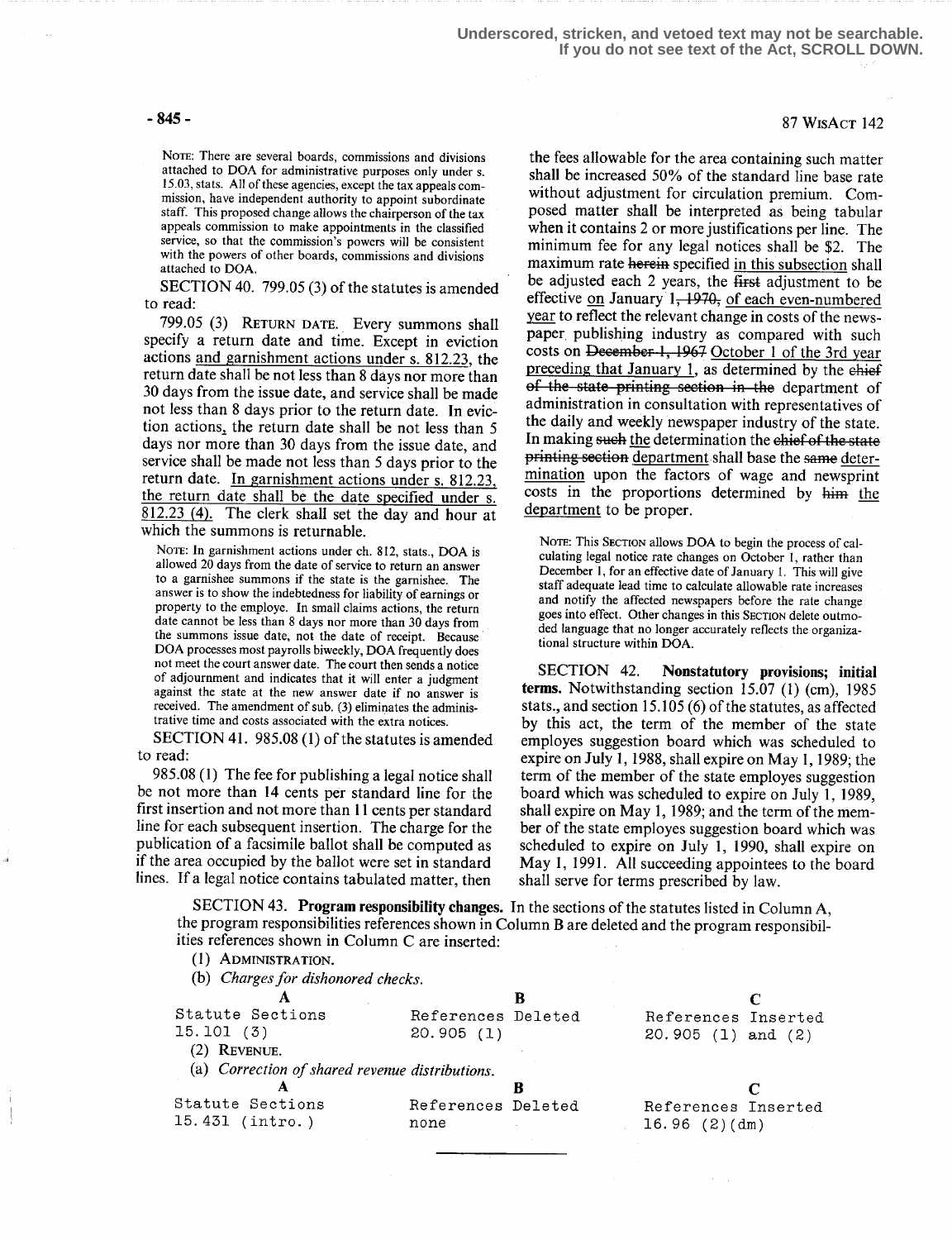Underscored, stricken, and vetoed text may not be searchable. If you do not see text of the Act, SCROLL DOWN.

NOTE: There are several boards, commissions and divisions attached to DOA for administrative purposes only under s. 15.03, stats. All of these agencies, except the tax appeals commission, have independent authority to appoint subordinate staff. This proposed change allows the chairperson of the tax appeals commission to make appointments in the classified service, so that the commission's powers will be consistent with the powers of other boards, commissions and divisions attached to DOA.

SECTION 40. 799.05 (3) of the statutes is amended to read:

799.05 (3) RETURN DATE. Every summons shall specify a return date and time. Except in eviction actions and garnishment actions under s. 812.23, the return date shall be not less than 8 days nor more than 30 days from the issue date, and service shall be made not less than 8 days prior to the return date. In eviction actions, the return date shall be not less than 5 days nor more than 30 days from the issue date, and service shall be made not less than 5 days prior to the return date. In garnishment actions under s. 812.23, the return date shall be the date specified under s. 812.23 (4). The clerk shall set the day and hour at which the summons is returnable.

NOTE: In garnishment actions under ch. 812, stats., DOA is allowed 20 days from the date of service to return an answer to a garnishee summons if the state is the garnishee. The answer is to show the indebtedness for liability of earnings or property to the employe. In small claims actions, the return date cannot be less than 8 days nor more than 30 days from the summons issue date, not the date of receipt. Because DOA processes most payrolls biweekly, DOA frequently does not meet the court answer date. The court then sends a notice of adjournment and indicates that it will enter a judgment against the state at the new answer date if no answer is received. The amendment of sub. (3) eliminates the administrative time and costs associated with the extra notices.

SECTION 41. 985.08 (1) of the statutes is amended to read:

985.08 (1) The fee for publishing a legal notice shall be not more than 14 cents per standard line for the first insertion and not more than 11 cents per standard line for each subsequent insertion. The charge for the publication of a facsimile ballot shall be computed as if the area occupied by the ballot were set in standard lines. If a legal notice contains tabulated matter, then the fees allowable for the area containing such matter shall be increased 50% of the standard line base rate without adjustment for circulation premium. Composed matter shall be interpreted as being tabular when it contains 2 or more justifications per line. The minimum fee for any legal notices shall be $2. The maximum rate ~~herein~~ specified in this subsection shall be adjusted each 2 years, the ~~first~~ adjustment to be effective on January 1~~, 1970,~~ of each even-numbered year to reflect the relevant change in costs of the newspaper publishing industry as compared with such costs on ~~December 1, 1967~~ October 1 of the 3rd year preceding that January 1, as determined by the ~~chief of the state printing section in the~~ department of administration in consultation with representatives of the daily and weekly newspaper industry of the state. In making ~~such~~ the determination the ~~chief of the state printing section~~ department shall base the ~~same~~ determination upon the factors of wage and newsprint costs in the proportions determined by ~~him~~ the department to be proper.

NOTE: This SECTION allows DOA to begin the process of calculating legal notice rate changes on October 1, rather than December 1, for an effective date of January 1. This will give staff adequate lead time to calculate allowable rate increases and notify the affected newspapers before the rate change goes into effect. Other changes in this SECTION delete outmoded language that no longer accurately reflects the organizational structure within DOA.

SECTION 42. **Nonstatutory provisions; initial terms.** Notwithstanding section 15.07 (1) (cm), 1985 stats., and section 15.105 (6) of the statutes, as affected by this act, the term of the member of the state employes suggestion board which was scheduled to expire on July 1, 1988, shall expire on May 1, 1989; the term of the member of the state employes suggestion board which was scheduled to expire on July 1, 1989, shall expire on May 1, 1989; and the term of the member of the state employes suggestion board which was scheduled to expire on July 1, 1990, shall expire on May 1, 1991. All succeeding appointees to the board shall serve for terms prescribed by law.

SECTION 43. **Program responsibility changes.** In the sections of the statutes listed in Column A, the program responsibilities references shown in Column B are deleted and the program responsibilities references shown in Column C are inserted:

(1) ADMINISTRATION.

(b) *Charges for dishonored checks.*

| A | B | C |
|---|---|---|
| Statute Sections | References Deleted | References Inserted |
| 15.101 (3) | 20.905 (1) | 20.905 (1) and (2) |

(2) REVENUE.

(a) *Correction of shared revenue distributions.*

| A | B | C |
|---|---|---|
| Statute Sections | References Deleted | References Inserted |
| 15.431 (intro.) | none | 16.96 (2)(dm) |